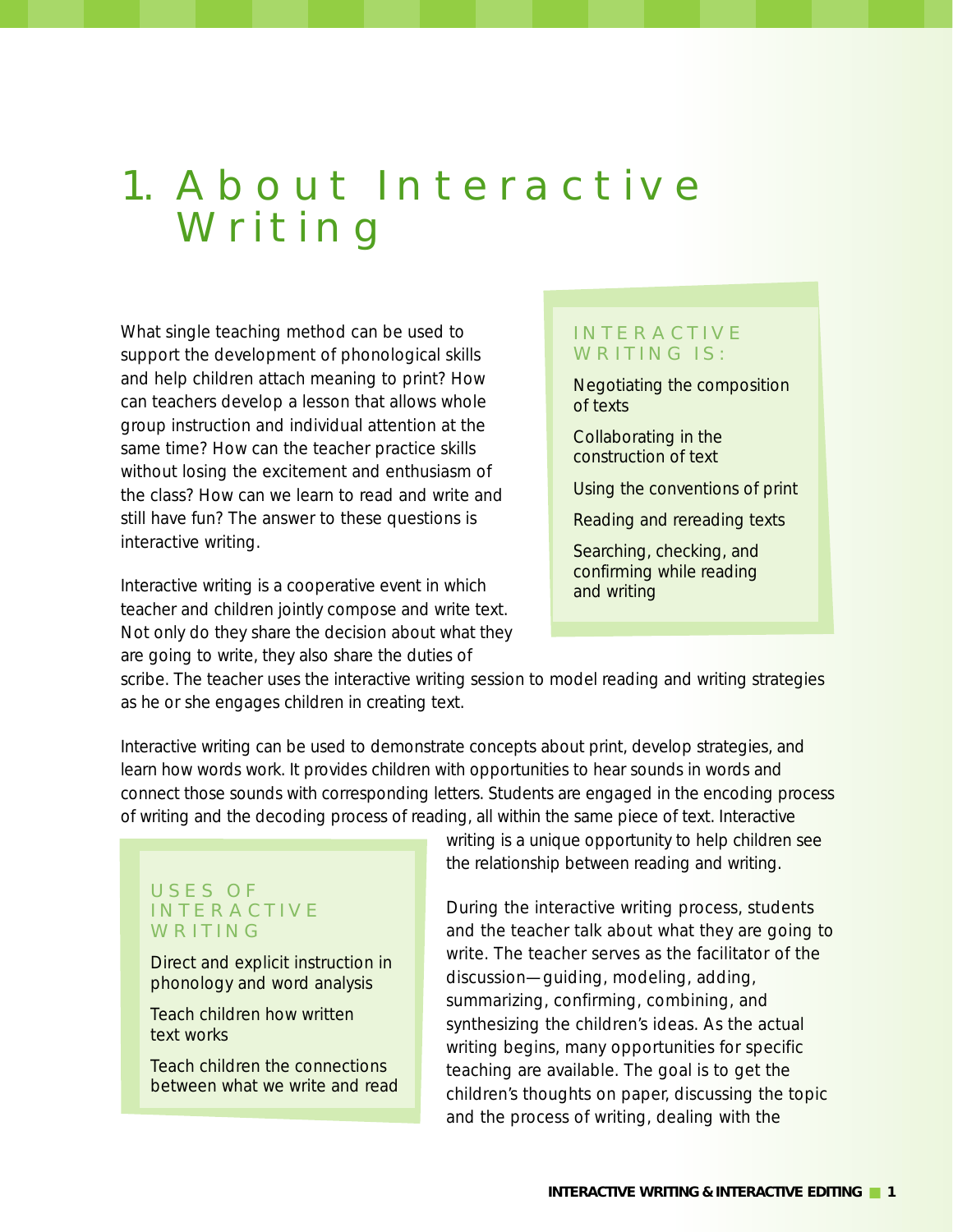# 1. About Interactive Writing

What single teaching method can be used to support the development of phonological skills and help children attach meaning to print? How can teachers develop a lesson that allows whole group instruction and individual attention at the same time? How can the teacher practice skills without losing the excitement and enthusiasm of the class? How can we learn to read and write and still have fun? The answer to these questions is interactive writing.

> **INTERACTIVE WRITING IS:**
>
> Negotiating the composition of texts
>
> Collaborating in the construction of text
>
> Using the conventions of print
>
> Reading and rereading texts
>
> Searching, checking, and confirming while reading and writing

Interactive writing is a cooperative event in which teacher and children jointly compose and write text. Not only do they share the decision about what they are going to write, they also share the duties of scribe. The teacher uses the interactive writing session to model reading and writing strategies as he or she engages children in creating text.

Interactive writing can be used to demonstrate concepts about print, develop strategies, and learn how words work. It provides children with opportunities to hear sounds in words and connect those sounds with corresponding letters. Students are engaged in the encoding process of writing and the decoding process of reading, all within the same piece of text. Interactive writing is a unique opportunity to help children see the relationship between reading and writing.

> **USES OF INTERACTIVE WRITING**
>
> Direct and explicit instruction in phonology and word analysis
>
> Teach children how written text works
>
> Teach children the connections between what we write and read

During the interactive writing process, students and the teacher talk about what they are going to write. The teacher serves as the facilitator of the discussion—guiding, modeling, adding, summarizing, confirming, combining, and synthesizing the children's ideas. As the actual writing begins, many opportunities for specific teaching are available. The goal is to get the children's thoughts on paper, discussing the topic and the process of writing, dealing with the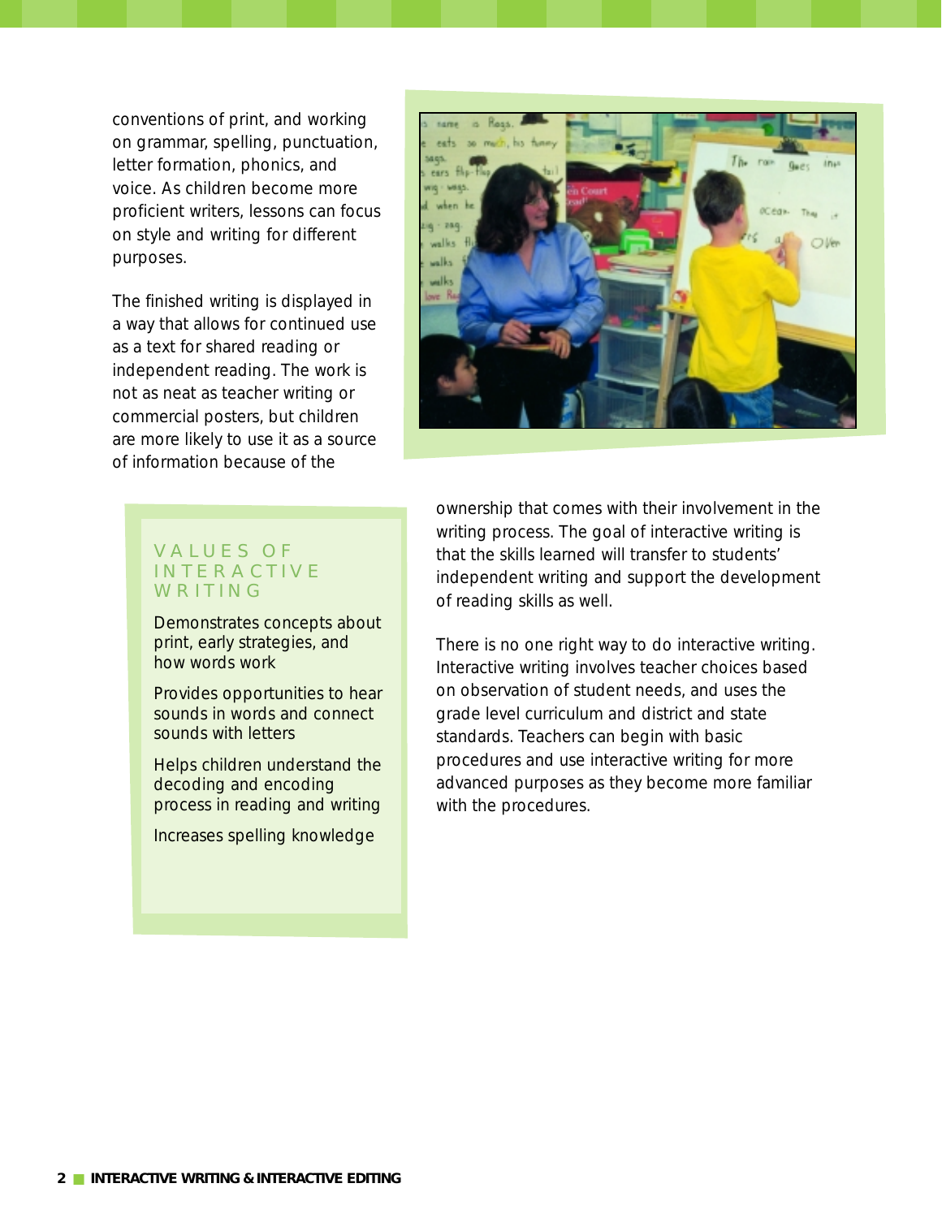conventions of print, and working on grammar, spelling, punctuation, letter formation, phonics, and voice. As children become more proficient writers, lessons can focus on style and writing for different purposes.

The finished writing is displayed in a way that allows for continued use as a text for shared reading or independent reading. The work is not as neat as teacher writing or commercial posters, but children are more likely to use it as a source of information because of the ownership that comes with their involvement in the writing process. The goal of interactive writing is that the skills learned will transfer to students' independent writing and support the development of reading skills as well.

There is no one right way to do interactive writing. Interactive writing involves teacher choices based on observation of student needs, and uses the grade level curriculum and district and state standards. Teachers can begin with basic procedures and use interactive writing for more advanced purposes as they become more familiar with the procedures.

### VALUES OF INTERACTIVE WRITING

Demonstrates concepts about print, early strategies, and how words work

Provides opportunities to hear sounds in words and connect sounds with letters

Helps children understand the decoding and encoding process in reading and writing

Increases spelling knowledge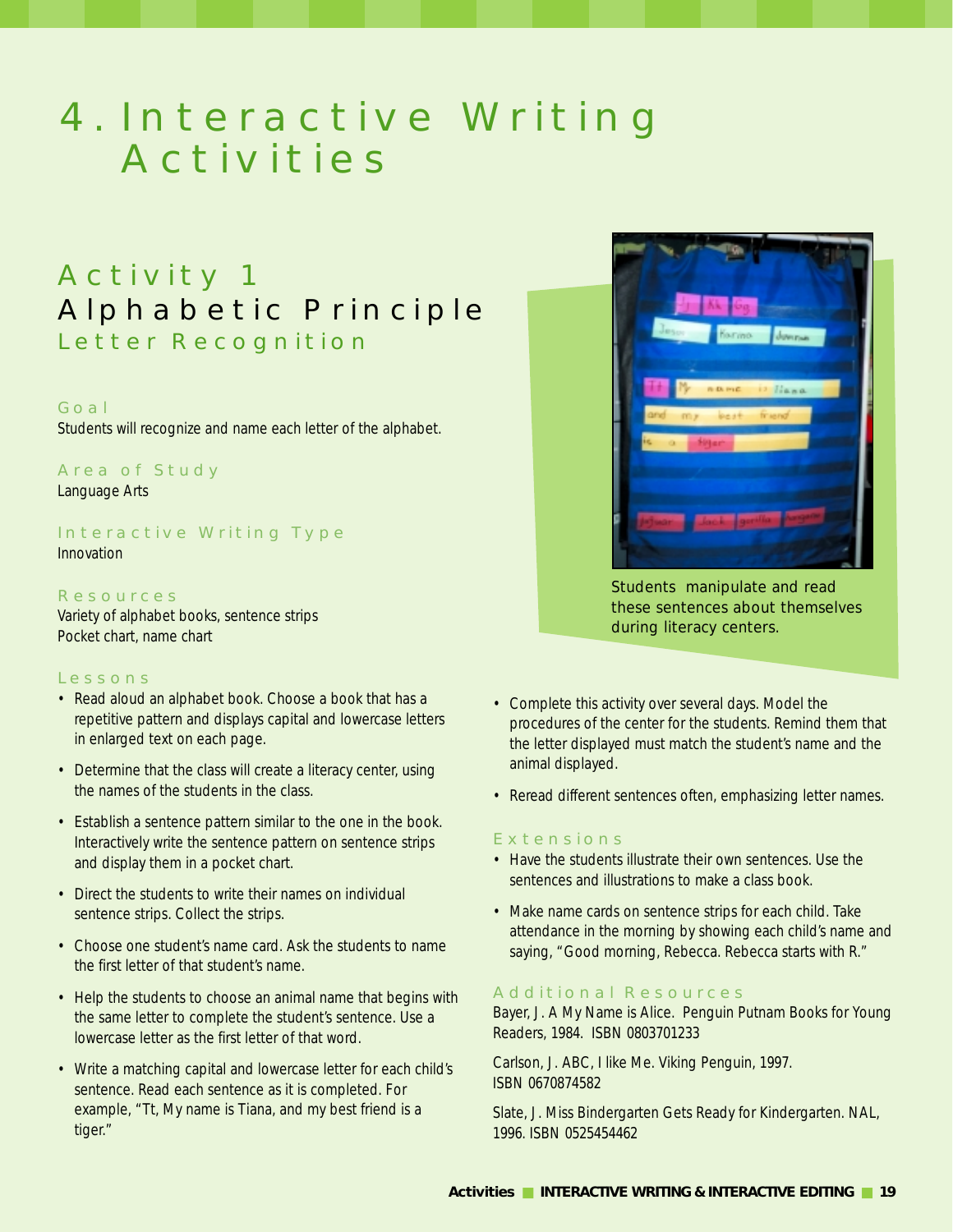# 4. Interactive Writing Activities

## Activity 1
## Alphabetic Principle
### Letter Recognition

**Goal**

Students will recognize and name each letter of the alphabet.

**Area of Study**

Language Arts

**Interactive Writing Type**

Innovation

**Resources**

Variety of alphabet books, sentence strips
Pocket chart, name chart

**Lessons**

- Read aloud an alphabet book. Choose a book that has a repetitive pattern and displays capital and lowercase letters in enlarged text on each page.
- Determine that the class will create a literacy center, using the names of the students in the class.
- Establish a sentence pattern similar to the one in the book. Interactively write the sentence pattern on sentence strips and display them in a pocket chart.
- Direct the students to write their names on individual sentence strips. Collect the strips.
- Choose one student's name card. Ask the students to name the first letter of that student's name.
- Help the students to choose an animal name that begins with the same letter to complete the student's sentence. Use a lowercase letter as the first letter of that word.
- Write a matching capital and lowercase letter for each child's sentence. Read each sentence as it is completed. For example, "Tt, My name is Tiana, and my best friend is a tiger."

Students manipulate and read these sentences about themselves during literacy centers.

- Complete this activity over several days. Model the procedures of the center for the students. Remind them that the letter displayed must match the student's name and the animal displayed.
- Reread different sentences often, emphasizing letter names.

**Extensions**

- Have the students illustrate their own sentences. Use the sentences and illustrations to make a class book.
- Make name cards on sentence strips for each child. Take attendance in the morning by showing each child's name and saying, "Good morning, Rebecca. Rebecca starts with R."

**Additional Resources**

Bayer, J. A My Name is Alice. Penguin Putnam Books for Young Readers, 1984. ISBN 0803701233

Carlson, J. ABC, I like Me. Viking Penguin, 1997. ISBN 0670874582

Slate, J. Miss Bindergarten Gets Ready for Kindergarten. NAL, 1996. ISBN 0525454462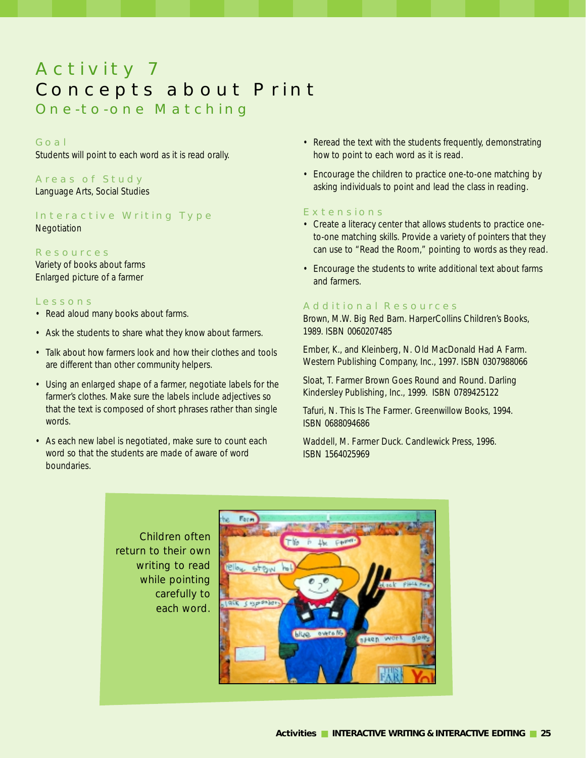# Activity 7
## Concepts about Print
### One-to-one Matching

#### Goal
Students will point to each word as it is read orally.

#### Areas of Study
Language Arts, Social Studies

#### Interactive Writing Type
Negotiation

#### Resources
Variety of books about farms
Enlarged picture of a farmer

#### Lessons
- Read aloud many books about farms.
- Ask the students to share what they know about farmers.
- Talk about how farmers look and how their clothes and tools are different than other community helpers.
- Using an enlarged shape of a farmer, negotiate labels for the farmer's clothes. Make sure the labels include adjectives so that the text is composed of short phrases rather than single words.
- As each new label is negotiated, make sure to count each word so that the students are made of aware of word boundaries.
- Reread the text with the students frequently, demonstrating how to point to each word as it is read.
- Encourage the children to practice one-to-one matching by asking individuals to point and lead the class in reading.

#### Extensions
- Create a literacy center that allows students to practice one-to-one matching skills. Provide a variety of pointers that they can use to "Read the Room," pointing to words as they read.
- Encourage the students to write additional text about farms and farmers.

#### Additional Resources
Brown, M.W. Big Red Barn. HarperCollins Children's Books, 1989. ISBN 0060207485

Ember, K., and Kleinberg, N. Old MacDonald Had A Farm. Western Publishing Company, Inc., 1997. ISBN 0307988066

Sloat, T. Farmer Brown Goes Round and Round. Darling Kindersley Publishing, Inc., 1999. ISBN 0789425122

Tafuri, N. This Is The Farmer. Greenwillow Books, 1994. ISBN 0688094686

Waddell, M. Farmer Duck. Candlewick Press, 1996. ISBN 1564025969

Children often return to their own writing to read while pointing carefully to each word.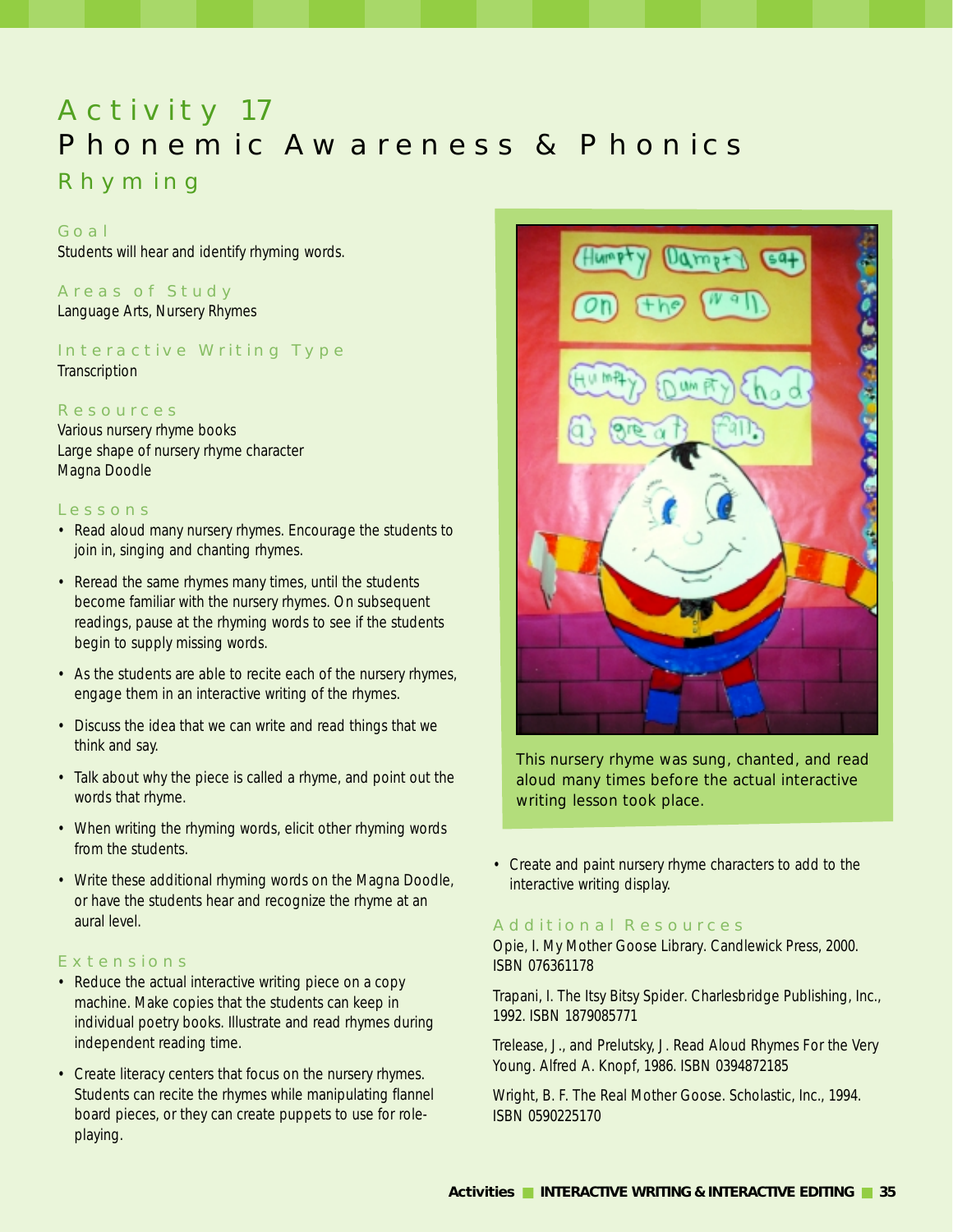# Activity 17

## Phonemic Awareness & Phonics

### Rhyming

**Goal**

Students will hear and identify rhyming words.

**Areas of Study**

Language Arts, Nursery Rhymes

**Interactive Writing Type**

Transcription

**Resources**

Various nursery rhyme books
Large shape of nursery rhyme character
Magna Doodle

**Lessons**

- Read aloud many nursery rhymes. Encourage the students to join in, singing and chanting rhymes.
- Reread the same rhymes many times, until the students become familiar with the nursery rhymes. On subsequent readings, pause at the rhyming words to see if the students begin to supply missing words.
- As the students are able to recite each of the nursery rhymes, engage them in an interactive writing of the rhymes.
- Discuss the idea that we can write and read things that we think and say.
- Talk about why the piece is called a rhyme, and point out the words that rhyme.
- When writing the rhyming words, elicit other rhyming words from the students.
- Write these additional rhyming words on the Magna Doodle, or have the students hear and recognize the rhyme at an aural level.

**Extensions**

- Reduce the actual interactive writing piece on a copy machine. Make copies that the students can keep in individual poetry books. Illustrate and read rhymes during independent reading time.
- Create literacy centers that focus on the nursery rhymes. Students can recite the rhymes while manipulating flannel board pieces, or they can create puppets to use for role-playing.

This nursery rhyme was sung, chanted, and read aloud many times before the actual interactive writing lesson took place.

- Create and paint nursery rhyme characters to add to the interactive writing display.

**Additional Resources**

Opie, I. My Mother Goose Library. Candlewick Press, 2000. ISBN 076361178

Trapani, I. The Itsy Bitsy Spider. Charlesbridge Publishing, Inc., 1992. ISBN 1879085771

Trelease, J., and Prelutsky, J. Read Aloud Rhymes For the Very Young. Alfred A. Knopf, 1986. ISBN 0394872185

Wright, B. F. The Real Mother Goose. Scholastic, Inc., 1994. ISBN 0590225170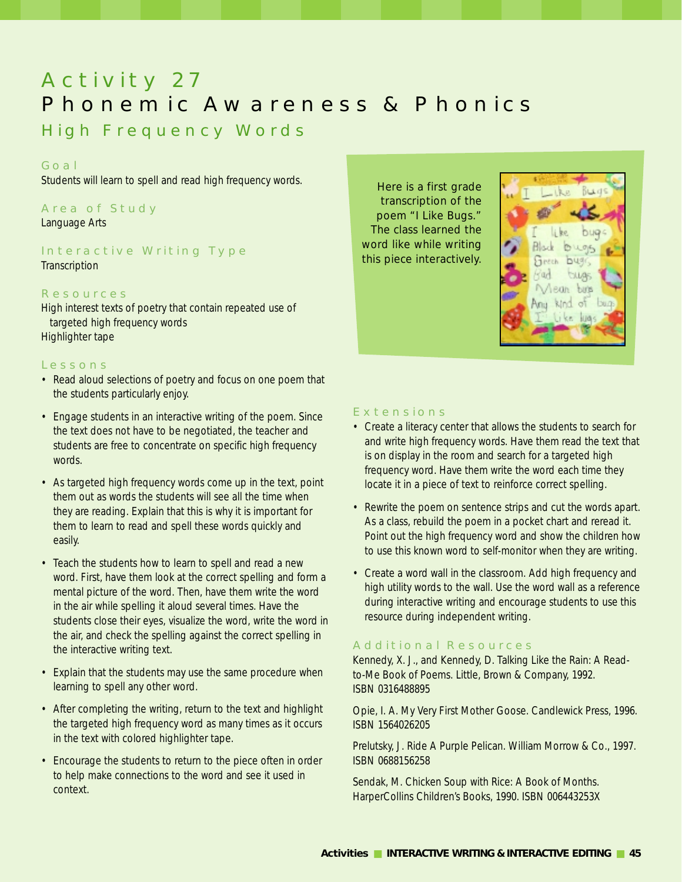# Activity 27
## Phonemic Awareness & Phonics
### High Frequency Words

#### Goal
Students will learn to spell and read high frequency words.

#### Area of Study
Language Arts

#### Interactive Writing Type
Transcription

#### Resources
High interest texts of poetry that contain repeated use of targeted high frequency words
Highlighter tape

#### Lessons
- Read aloud selections of poetry and focus on one poem that the students particularly enjoy.
- Engage students in an interactive writing of the poem. Since the text does not have to be negotiated, the teacher and students are free to concentrate on specific high frequency words.
- As targeted high frequency words come up in the text, point them out as words the students will see all the time when they are reading. Explain that this is why it is important for them to learn to read and spell these words quickly and easily.
- Teach the students how to learn to spell and read a new word. First, have them look at the correct spelling and form a mental picture of the word. Then, have them write the word in the air while spelling it aloud several times. Have the students close their eyes, visualize the word, write the word in the air, and check the spelling against the correct spelling in the interactive writing text.
- Explain that the students may use the same procedure when learning to spell any other word.
- After completing the writing, return to the text and highlight the targeted high frequency word as many times as it occurs in the text with colored highlighter tape.
- Encourage the students to return to the piece often in order to help make connections to the word and see it used in context.

Here is a first grade transcription of the poem "I Like Bugs." The class learned the word like while writing this piece interactively.

#### Extensions
- Create a literacy center that allows the students to search for and write high frequency words. Have them read the text that is on display in the room and search for a targeted high frequency word. Have them write the word each time they locate it in a piece of text to reinforce correct spelling.
- Rewrite the poem on sentence strips and cut the words apart. As a class, rebuild the poem in a pocket chart and reread it. Point out the high frequency word and show the children how to use this known word to self-monitor when they are writing.
- Create a word wall in the classroom. Add high frequency and high utility words to the wall. Use the word wall as a reference during interactive writing and encourage students to use this resource during independent writing.

#### Additional Resources
Kennedy, X. J., and Kennedy, D. Talking Like the Rain: A Read-to-Me Book of Poems. Little, Brown & Company, 1992. ISBN 0316488895

Opie, I. A. My Very First Mother Goose. Candlewick Press, 1996. ISBN 1564026205

Prelutsky, J. Ride A Purple Pelican. William Morrow & Co., 1997. ISBN 0688156258

Sendak, M. Chicken Soup with Rice: A Book of Months. HarperCollins Children's Books, 1990. ISBN 006443253X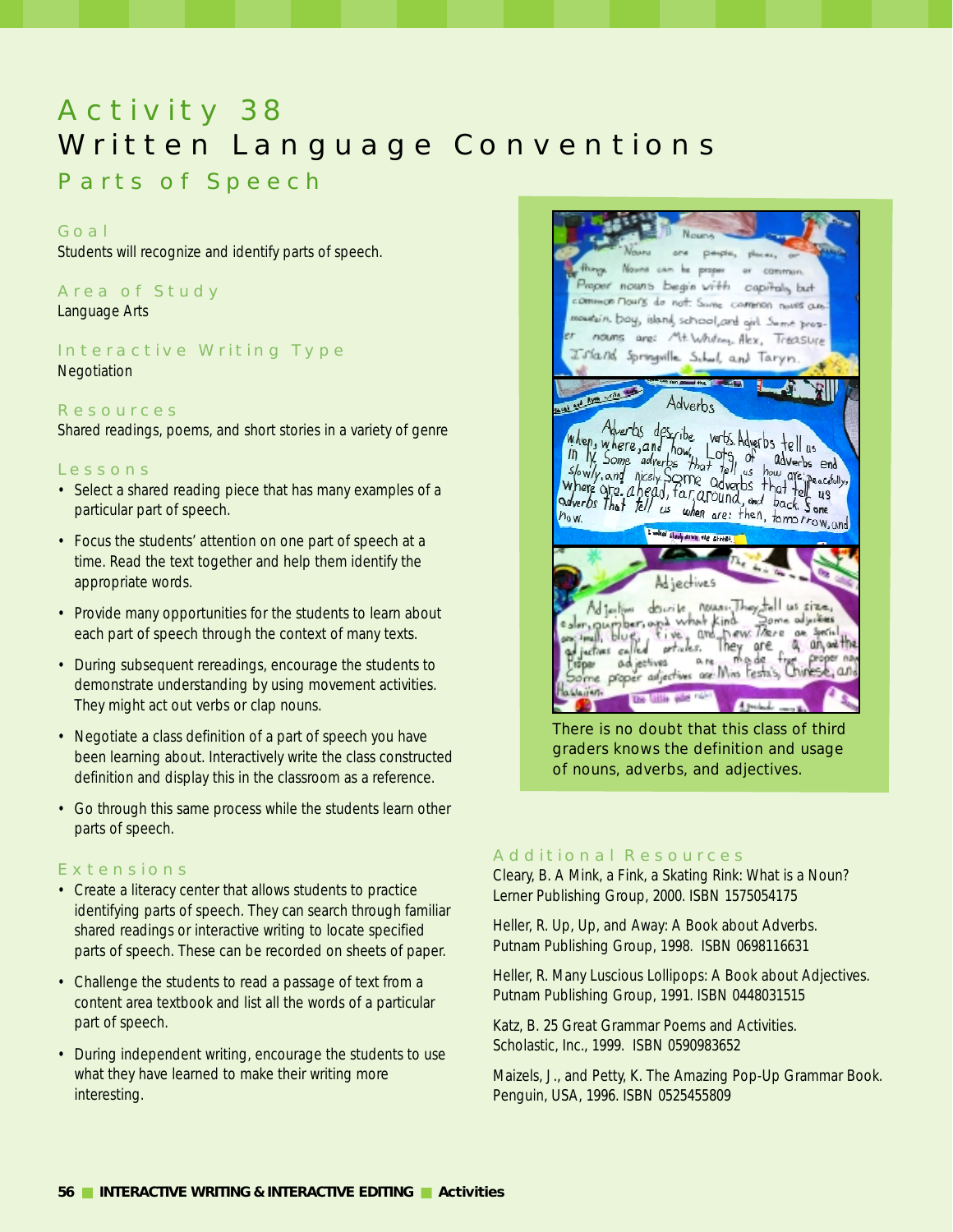# Activity 38
## Written Language Conventions
### Parts of Speech

#### Goal
Students will recognize and identify parts of speech.

#### Area of Study
Language Arts

#### Interactive Writing Type
Negotiation

#### Resources
Shared readings, poems, and short stories in a variety of genre

#### Lessons
- Select a shared reading piece that has many examples of a particular part of speech.
- Focus the students' attention on one part of speech at a time. Read the text together and help them identify the appropriate words.
- Provide many opportunities for the students to learn about each part of speech through the context of many texts.
- During subsequent rereadings, encourage the students to demonstrate understanding by using movement activities. They might act out verbs or clap nouns.
- Negotiate a class definition of a part of speech you have been learning about. Interactively write the class constructed definition and display this in the classroom as a reference.
- Go through this same process while the students learn other parts of speech.

#### Extensions
- Create a literacy center that allows students to practice identifying parts of speech. They can search through familiar shared readings or interactive writing to locate specified parts of speech. These can be recorded on sheets of paper.
- Challenge the students to read a passage of text from a content area textbook and list all the words of a particular part of speech.
- During independent writing, encourage the students to use what they have learned to make their writing more interesting.

There is no doubt that this class of third graders knows the definition and usage of nouns, adverbs, and adjectives.

#### Additional Resources
Cleary, B. A Mink, a Fink, a Skating Rink: What is a Noun? Lerner Publishing Group, 2000. ISBN 1575054175

Heller, R. Up, Up, and Away: A Book about Adverbs. Putnam Publishing Group, 1998. ISBN 0698116631

Heller, R. Many Luscious Lollipops: A Book about Adjectives. Putnam Publishing Group, 1991. ISBN 0448031515

Katz, B. 25 Great Grammar Poems and Activities. Scholastic, Inc., 1999. ISBN 0590983652

Maizels, J., and Petty, K. The Amazing Pop-Up Grammar Book. Penguin, USA, 1996. ISBN 0525455809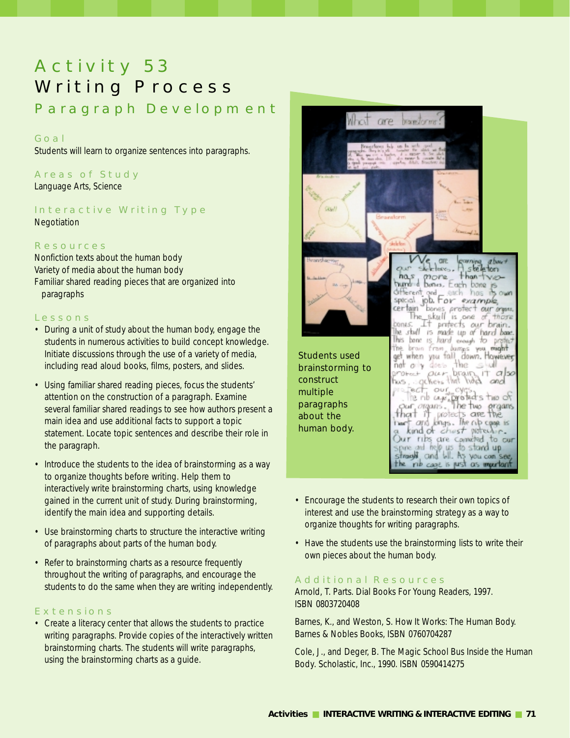# Activity 53
## Writing Process
### Paragraph Development

#### Goal
Students will learn to organize sentences into paragraphs.

#### Areas of Study
Language Arts, Science

#### Interactive Writing Type
Negotiation

#### Resources
Nonfiction texts about the human body
Variety of media about the human body
Familiar shared reading pieces that are organized into paragraphs

#### Lessons
- During a unit of study about the human body, engage the students in numerous activities to build concept knowledge. Initiate discussions through the use of a variety of media, including read aloud books, films, posters, and slides.
- Using familiar shared reading pieces, focus the students' attention on the construction of a paragraph. Examine several familiar shared readings to see how authors present a main idea and use additional facts to support a topic statement. Locate topic sentences and describe their role in the paragraph.
- Introduce the students to the idea of brainstorming as a way to organize thoughts before writing. Help them to interactively write brainstorming charts, using knowledge gained in the current unit of study. During brainstorming, identify the main idea and supporting details.
- Use brainstorming charts to structure the interactive writing of paragraphs about parts of the human body.
- Refer to brainstorming charts as a resource frequently throughout the writing of paragraphs, and encourage the students to do the same when they are writing independently.

#### Extensions
- Create a literacy center that allows the students to practice writing paragraphs. Provide copies of the interactively written brainstorming charts. The students will write paragraphs, using the brainstorming charts as a guide.
- Encourage the students to research their own topics of interest and use the brainstorming strategy as a way to organize thoughts for writing paragraphs.
- Have the students use the brainstorming lists to write their own pieces about the human body.

Students used brainstorming to construct multiple paragraphs about the human body.

#### Additional Resources
Arnold, T. Parts. Dial Books For Young Readers, 1997. ISBN 0803720408

Barnes, K., and Weston, S. How It Works: The Human Body. Barnes & Nobles Books, ISBN 0760704287

Cole, J., and Deger, B. The Magic School Bus Inside the Human Body. Scholastic, Inc., 1990. ISBN 0590414275